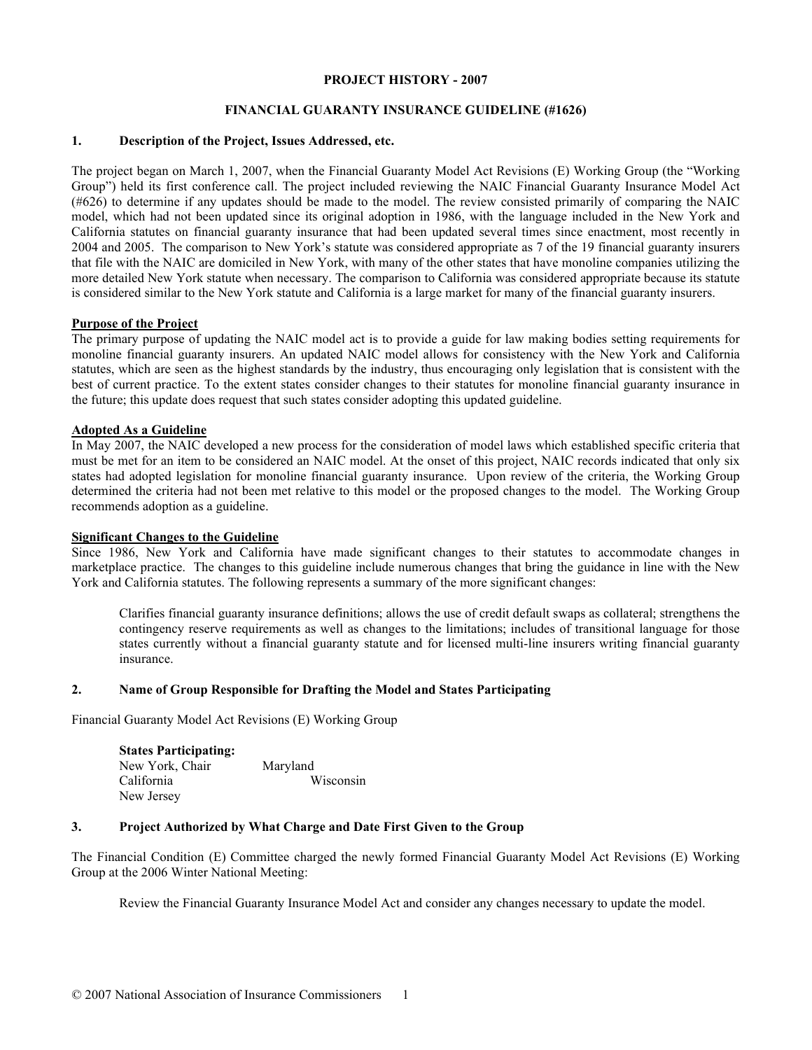**PROJECT HISTORY - 2007**

**FINANCIAL GUARANTY INSURANCE GUIDELINE (#1626)**

## 1. Description of the Project, Issues Addressed, etc.

The project began on March 1, 2007, when the Financial Guaranty Model Act Revisions (E) Working Group (the "Working Group") held its first conference call. The project included reviewing the NAIC Financial Guaranty Insurance Model Act (#626) to determine if any updates should be made to the model. The review consisted primarily of comparing the NAIC model, which had not been updated since its original adoption in 1986, with the language included in the New York and California statutes on financial guaranty insurance that had been updated several times since enactment, most recently in 2004 and 2005. The comparison to New York's statute was considered appropriate as 7 of the 19 financial guaranty insurers that file with the NAIC are domiciled in New York, with many of the other states that have monoline companies utilizing the more detailed New York statute when necessary. The comparison to California was considered appropriate because its statute is considered similar to the New York statute and California is a large market for many of the financial guaranty insurers.

**Purpose of the Project**

The primary purpose of updating the NAIC model act is to provide a guide for law making bodies setting requirements for monoline financial guaranty insurers. An updated NAIC model allows for consistency with the New York and California statutes, which are seen as the highest standards by the industry, thus encouraging only legislation that is consistent with the best of current practice. To the extent states consider changes to their statutes for monoline financial guaranty insurance in the future; this update does request that such states consider adopting this updated guideline.

**Adopted As a Guideline**

In May 2007, the NAIC developed a new process for the consideration of model laws which established specific criteria that must be met for an item to be considered an NAIC model. At the onset of this project, NAIC records indicated that only six states had adopted legislation for monoline financial guaranty insurance. Upon review of the criteria, the Working Group determined the criteria had not been met relative to this model or the proposed changes to the model. The Working Group recommends adoption as a guideline.

**Significant Changes to the Guideline**

Since 1986, New York and California have made significant changes to their statutes to accommodate changes in marketplace practice. The changes to this guideline include numerous changes that bring the guidance in line with the New York and California statutes. The following represents a summary of the more significant changes:

> Clarifies financial guaranty insurance definitions; allows the use of credit default swaps as collateral; strengthens the contingency reserve requirements as well as changes to the limitations; includes of transitional language for those states currently without a financial guaranty statute and for licensed multi-line insurers writing financial guaranty insurance.

## 2. Name of Group Responsible for Drafting the Model and States Participating

Financial Guaranty Model Act Revisions (E) Working Group

**States Participating:**

- New York, Chair
- California
- New Jersey
- Maryland
- Wisconsin

## 3. Project Authorized by What Charge and Date First Given to the Group

The Financial Condition (E) Committee charged the newly formed Financial Guaranty Model Act Revisions (E) Working Group at the 2006 Winter National Meeting:

> Review the Financial Guaranty Insurance Model Act and consider any changes necessary to update the model.

© 2007 National Association of Insurance Commissioners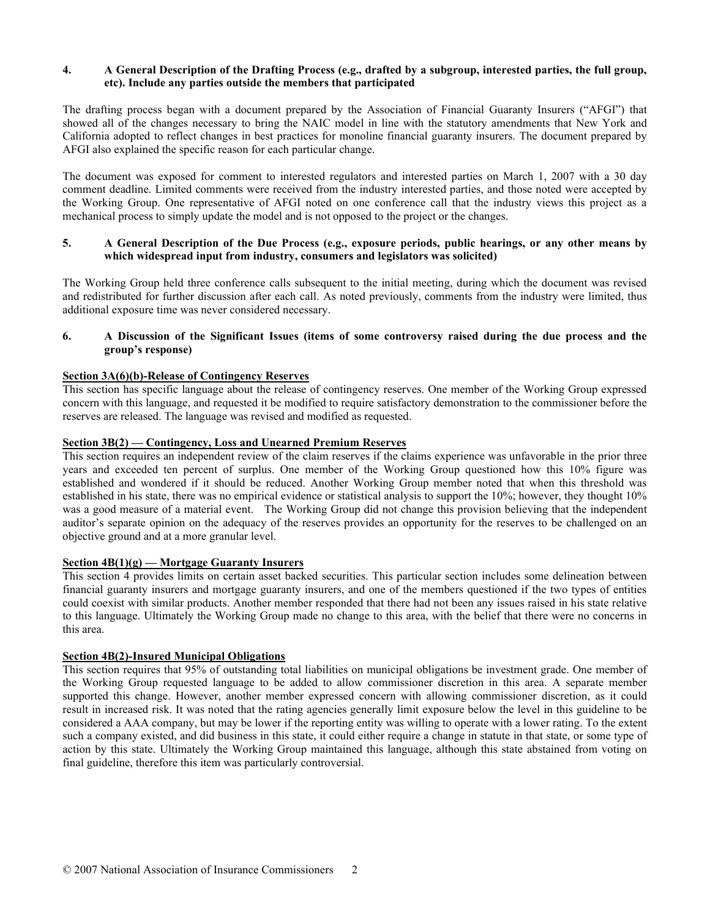## 4. A General Description of the Drafting Process (e.g., drafted by a subgroup, interested parties, the full group, etc). Include any parties outside the members that participated

The drafting process began with a document prepared by the Association of Financial Guaranty Insurers ("AFGI") that showed all of the changes necessary to bring the NAIC model in line with the statutory amendments that New York and California adopted to reflect changes in best practices for monoline financial guaranty insurers. The document prepared by AFGI also explained the specific reason for each particular change.

The document was exposed for comment to interested regulators and interested parties on March 1, 2007 with a 30 day comment deadline. Limited comments were received from the industry interested parties, and those noted were accepted by the Working Group. One representative of AFGI noted on one conference call that the industry views this project as a mechanical process to simply update the model and is not opposed to the project or the changes.

## 5. A General Description of the Due Process (e.g., exposure periods, public hearings, or any other means by which widespread input from industry, consumers and legislators was solicited)

The Working Group held three conference calls subsequent to the initial meeting, during which the document was revised and redistributed for further discussion after each call. As noted previously, comments from the industry were limited, thus additional exposure time was never considered necessary.

## 6. A Discussion of the Significant Issues (items of some controversy raised during the due process and the group's response)

**Section 3A(6)(b)-Release of Contingency Reserves**

This section has specific language about the release of contingency reserves. One member of the Working Group expressed concern with this language, and requested it be modified to require satisfactory demonstration to the commissioner before the reserves are released. The language was revised and modified as requested.

**Section 3B(2) — Contingency, Loss and Unearned Premium Reserves**

This section requires an independent review of the claim reserves if the claims experience was unfavorable in the prior three years and exceeded ten percent of surplus. One member of the Working Group questioned how this 10% figure was established and wondered if it should be reduced. Another Working Group member noted that when this threshold was established in his state, there was no empirical evidence or statistical analysis to support the 10%; however, they thought 10% was a good measure of a material event. The Working Group did not change this provision believing that the independent auditor's separate opinion on the adequacy of the reserves provides an opportunity for the reserves to be challenged on an objective ground and at a more granular level.

**Section 4B(1)(g) — Mortgage Guaranty Insurers**

This section 4 provides limits on certain asset backed securities. This particular section includes some delineation between financial guaranty insurers and mortgage guaranty insurers, and one of the members questioned if the two types of entities could coexist with similar products. Another member responded that there had not been any issues raised in his state relative to this language. Ultimately the Working Group made no change to this area, with the belief that there were no concerns in this area.

**Section 4B(2)-Insured Municipal Obligations**

This section requires that 95% of outstanding total liabilities on municipal obligations be investment grade. One member of the Working Group requested language to be added to allow commissioner discretion in this area. A separate member supported this change. However, another member expressed concern with allowing commissioner discretion, as it could result in increased risk. It was noted that the rating agencies generally limit exposure below the level in this guideline to be considered a AAA company, but may be lower if the reporting entity was willing to operate with a lower rating. To the extent such a company existed, and did business in this state, it could either require a change in statute in that state, or some type of action by this state. Ultimately the Working Group maintained this language, although this state abstained from voting on final guideline, therefore this item was particularly controversial.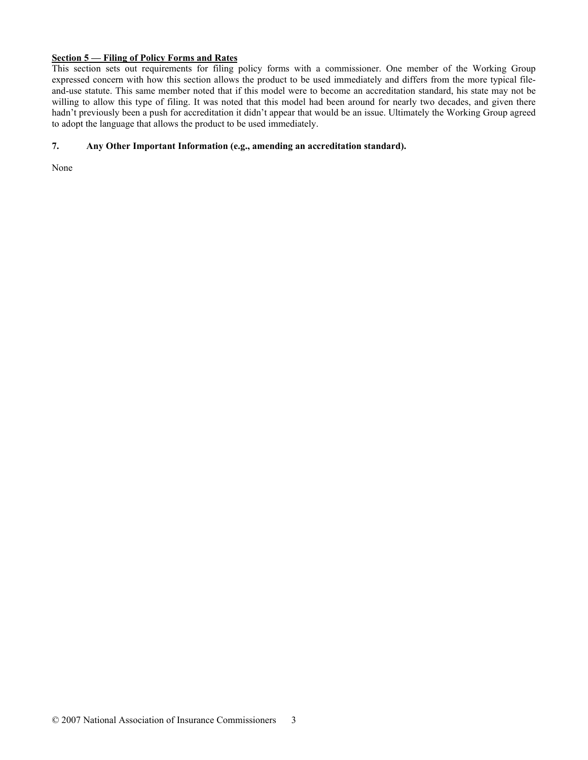**<u>Section 5 — Filing of Policy Forms and Rates</u>**

This section sets out requirements for filing policy forms with a commissioner. One member of the Working Group expressed concern with how this section allows the product to be used immediately and differs from the more typical file-and-use statute. This same member noted that if this model were to become an accreditation standard, his state may not be willing to allow this type of filing. It was noted that this model had been around for nearly two decades, and given there hadn't previously been a push for accreditation it didn't appear that would be an issue. Ultimately the Working Group agreed to adopt the language that allows the product to be used immediately.

**7. Any Other Important Information (e.g., amending an accreditation standard).**

None

© 2007 National Association of Insurance Commissioners